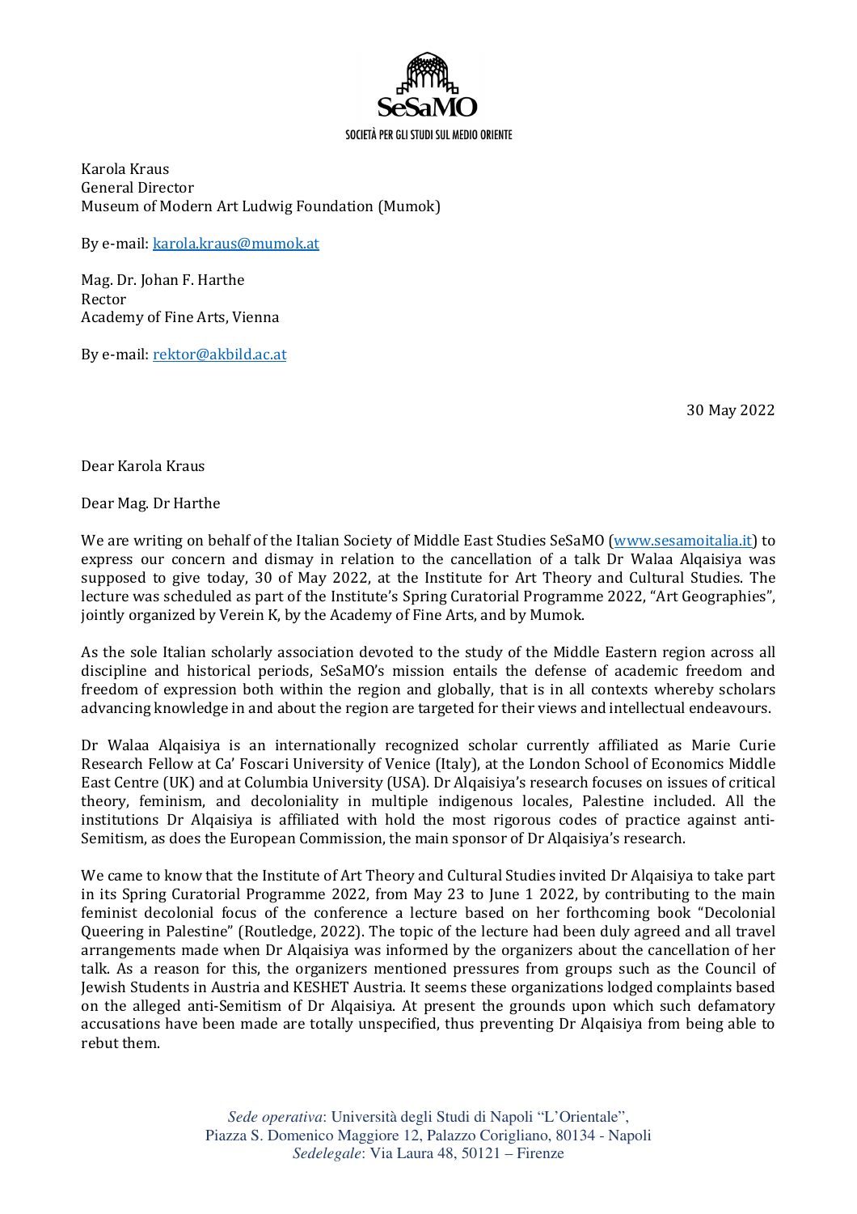SeSaMO

SOCIETÀ PER GLI STUDI SUL MEDIO ORIENTE

Karola Kraus
General Director
Museum of Modern Art Ludwig Foundation (Mumok)

By e-mail: karola.kraus@mumok.at

Mag. Dr. Johan F. Harthe
Rector
Academy of Fine Arts, Vienna

By e-mail: rektor@akbild.ac.at

30 May 2022

Dear Karola Kraus

Dear Mag. Dr Harthe

We are writing on behalf of the Italian Society of Middle East Studies SeSaMO (www.sesamoitalia.it) to express our concern and dismay in relation to the cancellation of a talk Dr Walaa Alqaisiya was supposed to give today, 30 of May 2022, at the Institute for Art Theory and Cultural Studies. The lecture was scheduled as part of the Institute's Spring Curatorial Programme 2022, "Art Geographies", jointly organized by Verein K, by the Academy of Fine Arts, and by Mumok.

As the sole Italian scholarly association devoted to the study of the Middle Eastern region across all discipline and historical periods, SeSaMO's mission entails the defense of academic freedom and freedom of expression both within the region and globally, that is in all contexts whereby scholars advancing knowledge in and about the region are targeted for their views and intellectual endeavours.

Dr Walaa Alqaisiya is an internationally recognized scholar currently affiliated as Marie Curie Research Fellow at Ca' Foscari University of Venice (Italy), at the London School of Economics Middle East Centre (UK) and at Columbia University (USA). Dr Alqaisiya's research focuses on issues of critical theory, feminism, and decoloniality in multiple indigenous locales, Palestine included. All the institutions Dr Alqaisiya is affiliated with hold the most rigorous codes of practice against anti-Semitism, as does the European Commission, the main sponsor of Dr Alqaisiya's research.

We came to know that the Institute of Art Theory and Cultural Studies invited Dr Alqaisiya to take part in its Spring Curatorial Programme 2022, from May 23 to June 1 2022, by contributing to the main feminist decolonial focus of the conference a lecture based on her forthcoming book "Decolonial Queering in Palestine" (Routledge, 2022). The topic of the lecture had been duly agreed and all travel arrangements made when Dr Alqaisiya was informed by the organizers about the cancellation of her talk. As a reason for this, the organizers mentioned pressures from groups such as the Council of Jewish Students in Austria and KESHET Austria. It seems these organizations lodged complaints based on the alleged anti-Semitism of Dr Alqaisiya. At present the grounds upon which such defamatory accusations have been made are totally unspecified, thus preventing Dr Alqaisiya from being able to rebut them.

*Sede operativa*: Università degli Studi di Napoli "L'Orientale",
Piazza S. Domenico Maggiore 12, Palazzo Corigliano, 80134 - Napoli
*Sedelegale*: Via Laura 48, 50121 – Firenze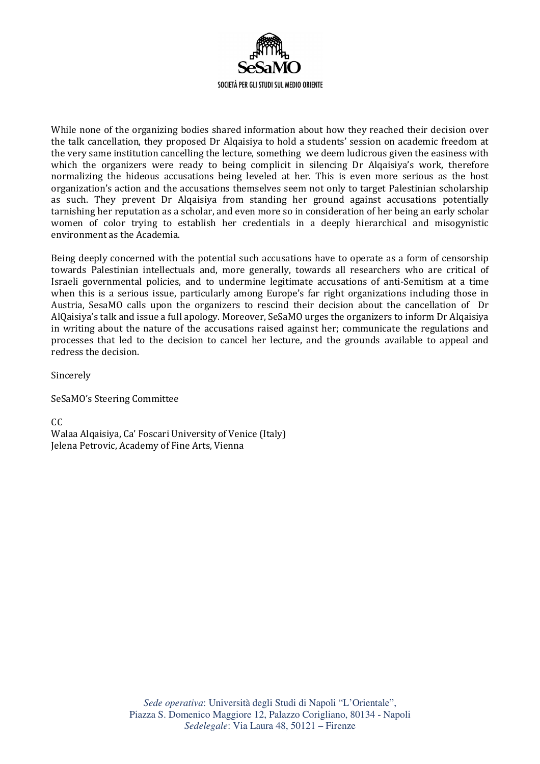While none of the organizing bodies shared information about how they reached their decision over the talk cancellation, they proposed Dr Alqaisiya to hold a students' session on academic freedom at the very same institution cancelling the lecture, something we deem ludicrous given the easiness with which the organizers were ready to being complicit in silencing Dr Alqaisiya's work, therefore normalizing the hideous accusations being leveled at her. This is even more serious as the host organization's action and the accusations themselves seem not only to target Palestinian scholarship as such. They prevent Dr Alqaisiya from standing her ground against accusations potentially tarnishing her reputation as a scholar, and even more so in consideration of her being an early scholar women of color trying to establish her credentials in a deeply hierarchical and misogynistic environment as the Academia.

Being deeply concerned with the potential such accusations have to operate as a form of censorship towards Palestinian intellectuals and, more generally, towards all researchers who are critical of Israeli governmental policies, and to undermine legitimate accusations of anti-Semitism at a time when this is a serious issue, particularly among Europe's far right organizations including those in Austria, SesaMO calls upon the organizers to rescind their decision about the cancellation of Dr AlQaisiya's talk and issue a full apology. Moreover, SeSaMO urges the organizers to inform Dr Alqaisiya in writing about the nature of the accusations raised against her; communicate the regulations and processes that led to the decision to cancel her lecture, and the grounds available to appeal and redress the decision.

Sincerely

SeSaMO's Steering Committee

CC
Walaa Alqaisiya, Ca' Foscari University of Venice (Italy)
Jelena Petrovic, Academy of Fine Arts, Vienna